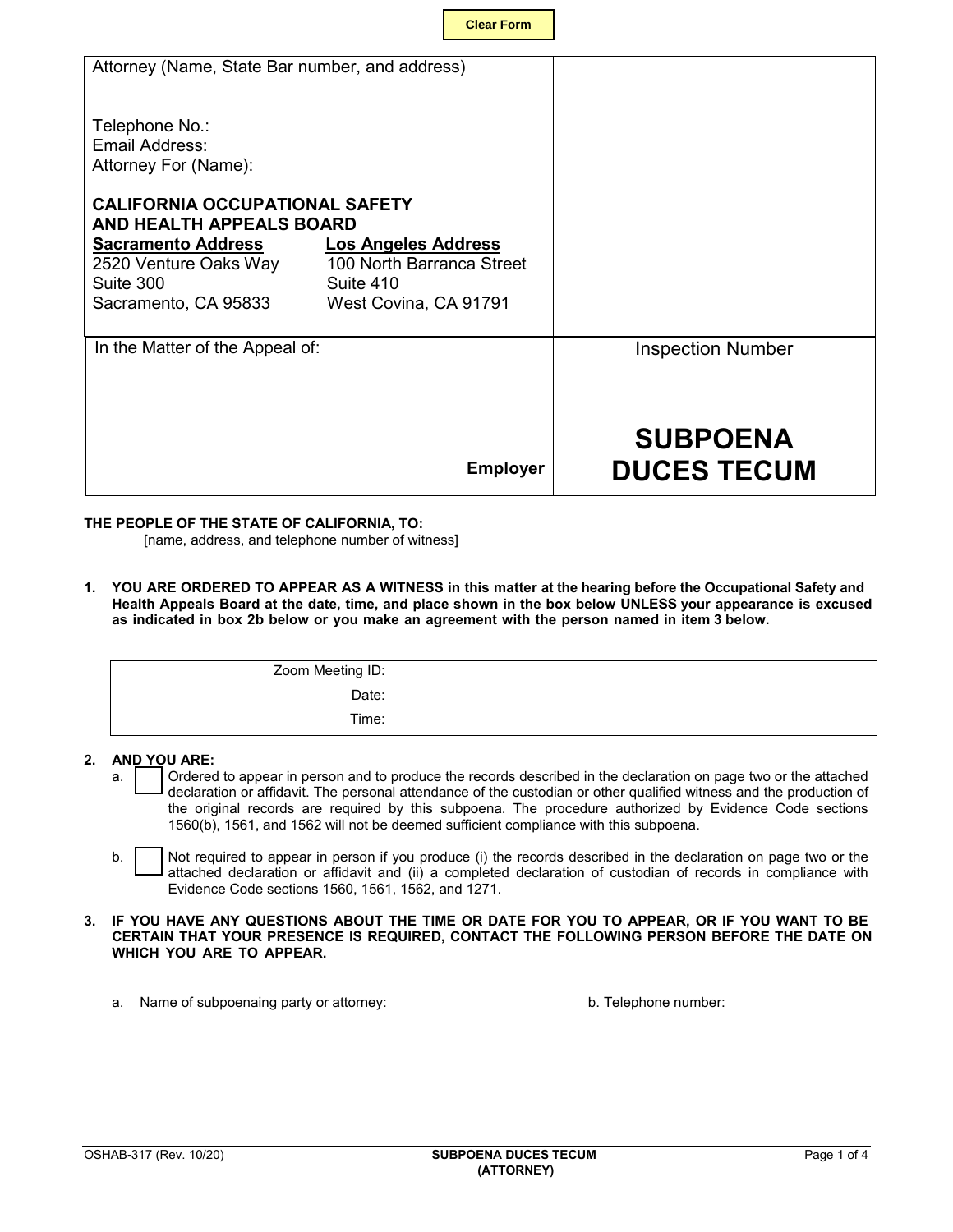Clear Form

| Attorney (Name, State Bar number, and address)<br><br>Telephone No.:<br>Email Address:<br>Attorney For (Name): | |
|---|---|
| **CALIFORNIA OCCUPATIONAL SAFETY AND HEALTH APPEALS BOARD**<br>**Sacramento Address**<br>2520 Venture Oaks Way<br>Suite 300<br>Sacramento, CA 95833<br>**Los Angeles Address**<br>100 North Barranca Street<br>Suite 410<br>West Covina, CA 91791 | |
| In the Matter of the Appeal of:<br><br>**Employer** | Inspection Number<br><br>**SUBPOENA DUCES TECUM** |

**THE PEOPLE OF THE STATE OF CALIFORNIA, TO:**
[name, address, and telephone number of witness]

1. **YOU ARE ORDERED TO APPEAR AS A WITNESS in this matter at the hearing before the Occupational Safety and Health Appeals Board at the date, time, and place shown in the box below UNLESS your appearance is excused as indicated in box 2b below or you make an agreement with the person named in item 3 below.**

| | |
|---|---|
| Zoom Meeting ID: | |
| Date: | |
| Time: | |

2. **AND YOU ARE:**
   a. ☐ Ordered to appear in person and to produce the records described in the declaration on page two or the attached declaration or affidavit. The personal attendance of the custodian or other qualified witness and the production of the original records are required by this subpoena. The procedure authorized by Evidence Code sections 1560(b), 1561, and 1562 will not be deemed sufficient compliance with this subpoena.

   b. ☐ Not required to appear in person if you produce (i) the records described in the declaration on page two or the attached declaration or affidavit and (ii) a completed declaration of custodian of records in compliance with Evidence Code sections 1560, 1561, 1562, and 1271.

3. **IF YOU HAVE ANY QUESTIONS ABOUT THE TIME OR DATE FOR YOU TO APPEAR, OR IF YOU WANT TO BE CERTAIN THAT YOUR PRESENCE IS REQUIRED, CONTACT THE FOLLOWING PERSON BEFORE THE DATE ON WHICH YOU ARE TO APPEAR.**

   a. Name of subpoenaing party or attorney:
   b. Telephone number:

OSHAB-317 (Rev. 10/20) — SUBPOENA DUCES TECUM (ATTORNEY)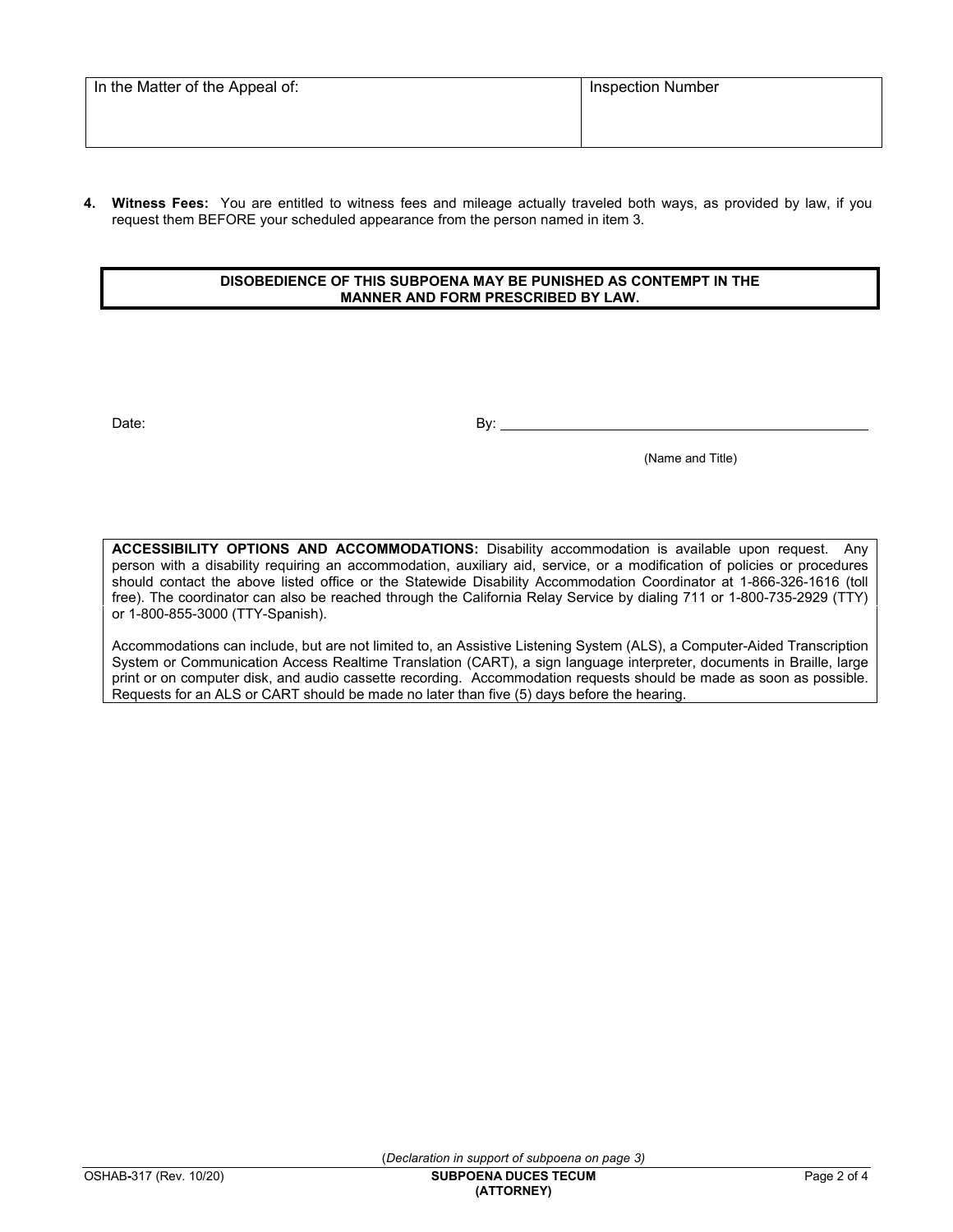| In the Matter of the Appeal of: | Inspection Number |
|---|---|
| | |

**4. Witness Fees:** You are entitled to witness fees and mileage actually traveled both ways, as provided by law, if you request them BEFORE your scheduled appearance from the person named in item 3.

**DISOBEDIENCE OF THIS SUBPOENA MAY BE PUNISHED AS CONTEMPT IN THE MANNER AND FORM PRESCRIBED BY LAW.**

Date: By: ______________________________________

(Name and Title)

**ACCESSIBILITY OPTIONS AND ACCOMMODATIONS:** Disability accommodation is available upon request. Any person with a disability requiring an accommodation, auxiliary aid, service, or a modification of policies or procedures should contact the above listed office or the Statewide Disability Accommodation Coordinator at 1-866-326-1616 (toll free). The coordinator can also be reached through the California Relay Service by dialing 711 or 1-800-735-2929 (TTY) or 1-800-855-3000 (TTY-Spanish).

Accommodations can include, but are not limited to, an Assistive Listening System (ALS), a Computer-Aided Transcription System or Communication Access Realtime Translation (CART), a sign language interpreter, documents in Braille, large print or on computer disk, and audio cassette recording. Accommodation requests should be made as soon as possible. Requests for an ALS or CART should be made no later than five (5) days before the hearing.

*(Declaration in support of subpoena on page 3)*

OSHAB-317 (Rev. 10/20) **SUBPOENA DUCES TECUM (ATTORNEY)**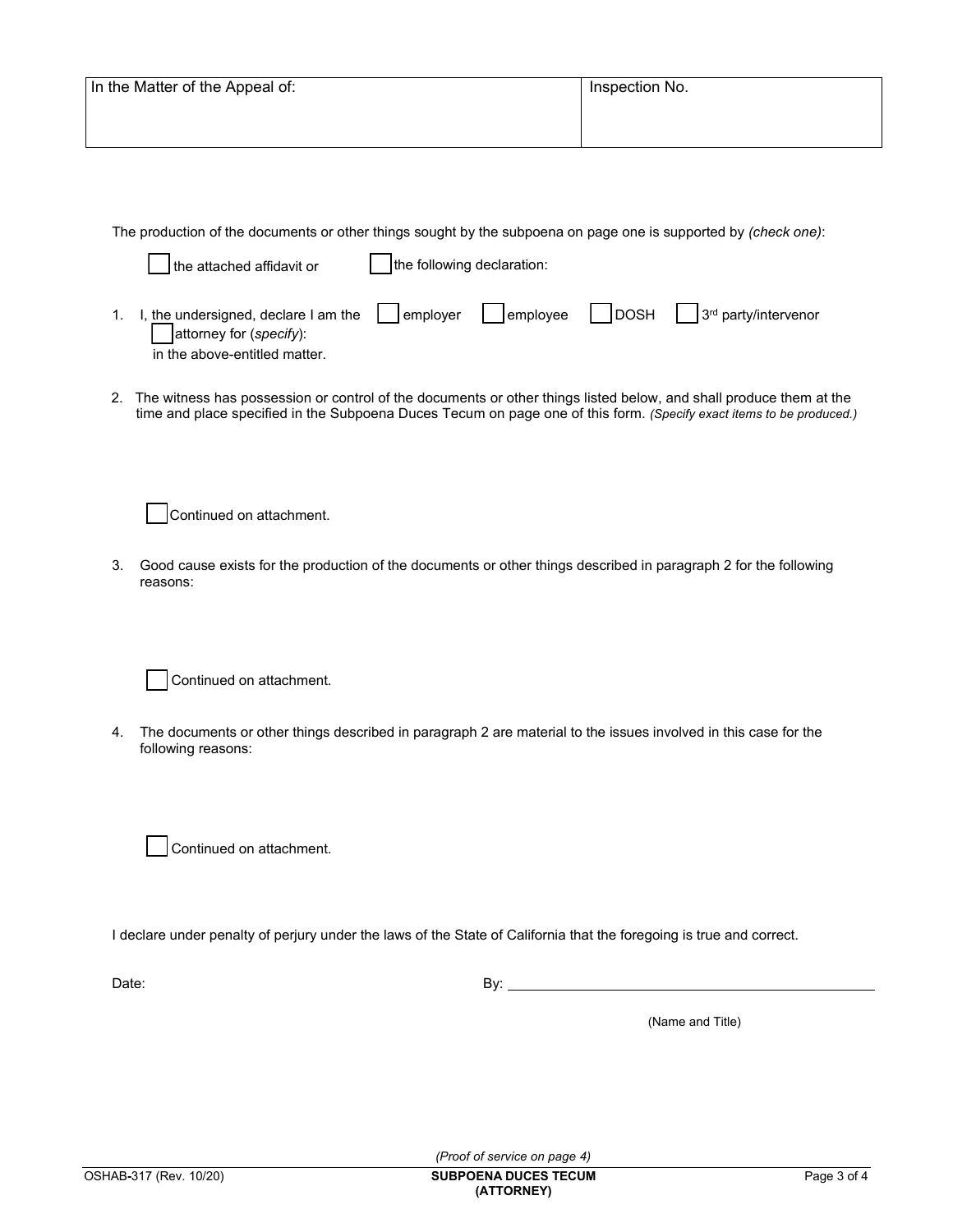| In the Matter of the Appeal of: | Inspection No. |
| --- | --- |
| | |

The production of the documents or other things sought by the subpoena on page one is supported by *(check one)*:

☐ the attached affidavit or ☐ the following declaration:

1. I, the undersigned, declare I am the ☐ employer ☐ employee ☐ DOSH ☐ 3rd party/intervenor ☐ attorney for (*specify*):
   in the above-entitled matter.

2. The witness has possession or control of the documents or other things listed below, and shall produce them at the time and place specified in the Subpoena Duces Tecum on page one of this form. *(Specify exact items to be produced.)*

   ☐ Continued on attachment.

3. Good cause exists for the production of the documents or other things described in paragraph 2 for the following reasons:

   ☐ Continued on attachment.

4. The documents or other things described in paragraph 2 are material to the issues involved in this case for the following reasons:

   ☐ Continued on attachment.

I declare under penalty of perjury under the laws of the State of California that the foregoing is true and correct.

Date: By: \_\_\_\_\_\_\_\_\_\_\_\_\_\_\_\_\_\_\_\_\_\_\_\_\_\_\_\_\_\_\_\_\_\_\_\_

(Name and Title)

*(Proof of service on page 4)*

OSHAB-317 (Rev. 10/20) **SUBPOENA DUCES TECUM (ATTORNEY)**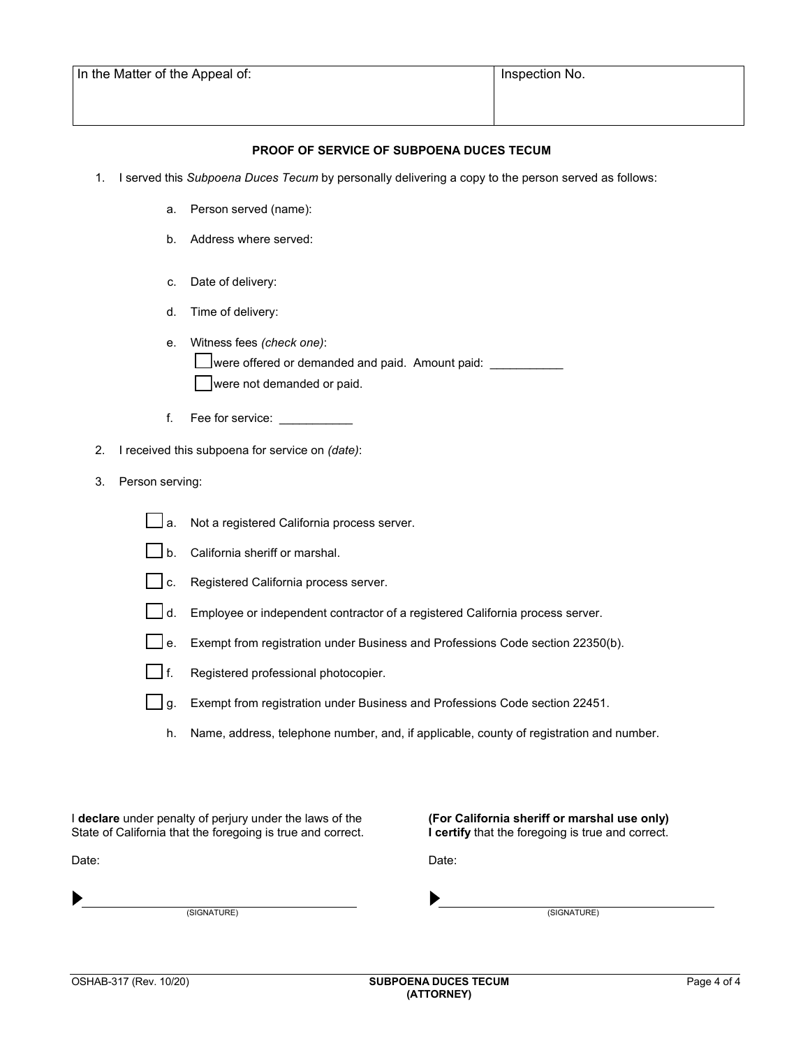| In the Matter of the Appeal of: | Inspection No. |
| --- | --- |
| | |

## PROOF OF SERVICE OF SUBPOENA DUCES TECUM

1. I served this *Subpoena Duces Tecum* by personally delivering a copy to the person served as follows:

   a. Person served (name):

   b. Address where served:

   c. Date of delivery:

   d. Time of delivery:

   e. Witness fees *(check one)*:

   ☐ were offered or demanded and paid. Amount paid: ___________

   ☐ were not demanded or paid.

   f. Fee for service: ___________

2. I received this subpoena for service on *(date)*:

3. Person serving:

   ☐ a. Not a registered California process server.

   ☐ b. California sheriff or marshal.

   ☐ c. Registered California process server.

   ☐ d. Employee or independent contractor of a registered California process server.

   ☐ e. Exempt from registration under Business and Professions Code section 22350(b).

   ☐ f. Registered professional photocopier.

   ☐ g. Exempt from registration under Business and Professions Code section 22451.

   h. Name, address, telephone number, and, if applicable, county of registration and number.

I **declare** under penalty of perjury under the laws of the State of California that the foregoing is true and correct.

Date:

▶ ______________________________
(SIGNATURE)

**(For California sheriff or marshal use only)**
**I certify** that the foregoing is true and correct.

Date:

▶ ______________________________
(SIGNATURE)

OSHAB-317 (Rev. 10/20) **SUBPOENA DUCES TECUM (ATTORNEY)**